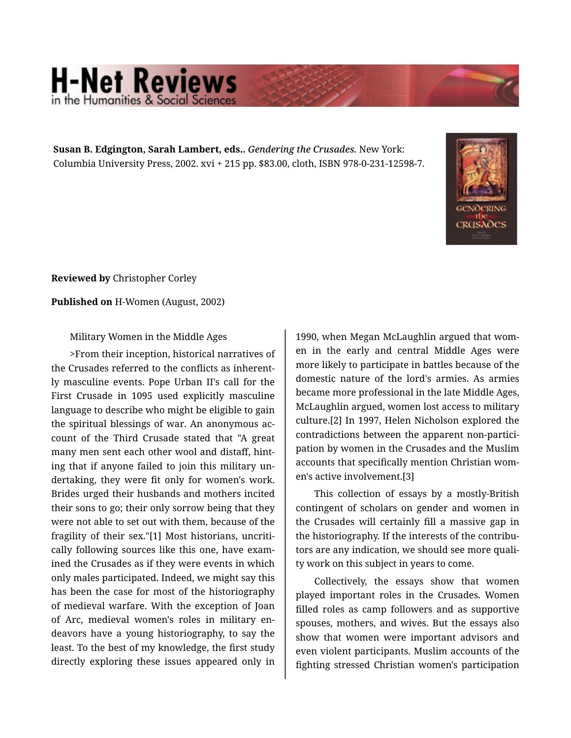**Susan B. Edgington, Sarah Lambert, eds..** *Gendering the Crusades.* New York: Columbia University Press, 2002. xvi + 215 pp. $83.00, cloth, ISBN 978-0-231-12598-7.

**Reviewed by** Christopher Corley

**Published on** H-Women (August, 2002)

Military Women in the Middle Ages

>From their inception, historical narratives of the Crusades referred to the conflicts as inherently masculine events. Pope Urban II's call for the First Crusade in 1095 used explicitly masculine language to describe who might be eligible to gain the spiritual blessings of war. An anonymous account of the Third Crusade stated that "A great many men sent each other wool and distaff, hinting that if anyone failed to join this military undertaking, they were fit only for women's work. Brides urged their husbands and mothers incited their sons to go; their only sorrow being that they were not able to set out with them, because of the fragility of their sex."[1] Most historians, uncritically following sources like this one, have examined the Crusades as if they were events in which only males participated. Indeed, we might say this has been the case for most of the historiography of medieval warfare. With the exception of Joan of Arc, medieval women's roles in military endeavors have a young historiography, to say the least. To the best of my knowledge, the first study directly exploring these issues appeared only in 1990, when Megan McLaughlin argued that women in the early and central Middle Ages were more likely to participate in battles because of the domestic nature of the lord's armies. As armies became more professional in the late Middle Ages, McLaughlin argued, women lost access to military culture.[2] In 1997, Helen Nicholson explored the contradictions between the apparent non-participation by women in the Crusades and the Muslim accounts that specifically mention Christian women's active involvement.[3]

This collection of essays by a mostly-British contingent of scholars on gender and women in the Crusades will certainly fill a massive gap in the historiography. If the interests of the contributors are any indication, we should see more quality work on this subject in years to come.

Collectively, the essays show that women played important roles in the Crusades. Women filled roles as camp followers and as supportive spouses, mothers, and wives. But the essays also show that women were important advisors and even violent participants. Muslim accounts of the fighting stressed Christian women's participation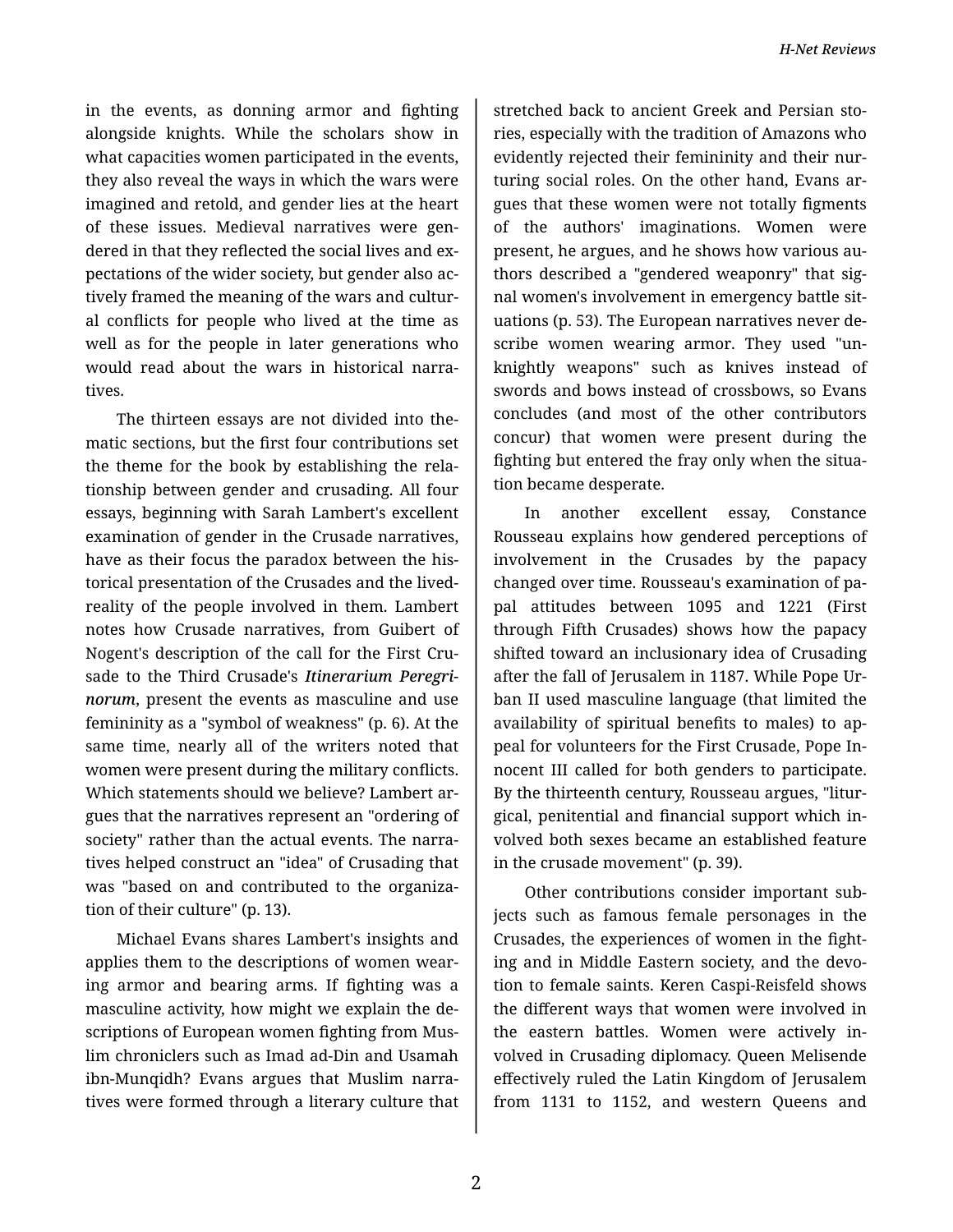in the events, as donning armor and fighting alongside knights. While the scholars show in what capacities women participated in the events, they also reveal the ways in which the wars were imagined and retold, and gender lies at the heart of these issues. Medieval narratives were gendered in that they reflected the social lives and expectations of the wider society, but gender also actively framed the meaning of the wars and cultural conflicts for people who lived at the time as well as for the people in later generations who would read about the wars in historical narratives.

The thirteen essays are not divided into thematic sections, but the first four contributions set the theme for the book by establishing the relationship between gender and crusading. All four essays, beginning with Sarah Lambert's excellent examination of gender in the Crusade narratives, have as their focus the paradox between the historical presentation of the Crusades and the lived-reality of the people involved in them. Lambert notes how Crusade narratives, from Guibert of Nogent's description of the call for the First Crusade to the Third Crusade's ***Itinerarium Peregrinorum***, present the events as masculine and use femininity as a "symbol of weakness" (p. 6). At the same time, nearly all of the writers noted that women were present during the military conflicts. Which statements should we believe? Lambert argues that the narratives represent an "ordering of society" rather than the actual events. The narratives helped construct an "idea" of Crusading that was "based on and contributed to the organization of their culture" (p. 13).

Michael Evans shares Lambert's insights and applies them to the descriptions of women wearing armor and bearing arms. If fighting was a masculine activity, how might we explain the descriptions of European women fighting from Muslim chroniclers such as Imad ad-Din and Usamah ibn-Munqidh? Evans argues that Muslim narratives were formed through a literary culture that stretched back to ancient Greek and Persian stories, especially with the tradition of Amazons who evidently rejected their femininity and their nurturing social roles. On the other hand, Evans argues that these women were not totally figments of the authors' imaginations. Women were present, he argues, and he shows how various authors described a "gendered weaponry" that signal women's involvement in emergency battle situations (p. 53). The European narratives never describe women wearing armor. They used "unknightly weapons" such as knives instead of swords and bows instead of crossbows, so Evans concludes (and most of the other contributors concur) that women were present during the fighting but entered the fray only when the situation became desperate.

In another excellent essay, Constance Rousseau explains how gendered perceptions of involvement in the Crusades by the papacy changed over time. Rousseau's examination of papal attitudes between 1095 and 1221 (First through Fifth Crusades) shows how the papacy shifted toward an inclusionary idea of Crusading after the fall of Jerusalem in 1187. While Pope Urban II used masculine language (that limited the availability of spiritual benefits to males) to appeal for volunteers for the First Crusade, Pope Innocent III called for both genders to participate. By the thirteenth century, Rousseau argues, "liturgical, penitential and financial support which involved both sexes became an established feature in the crusade movement" (p. 39).

Other contributions consider important subjects such as famous female personages in the Crusades, the experiences of women in the fighting and in Middle Eastern society, and the devotion to female saints. Keren Caspi-Reisfeld shows the different ways that women were involved in the eastern battles. Women were actively involved in Crusading diplomacy. Queen Melisende effectively ruled the Latin Kingdom of Jerusalem from 1131 to 1152, and western Queens and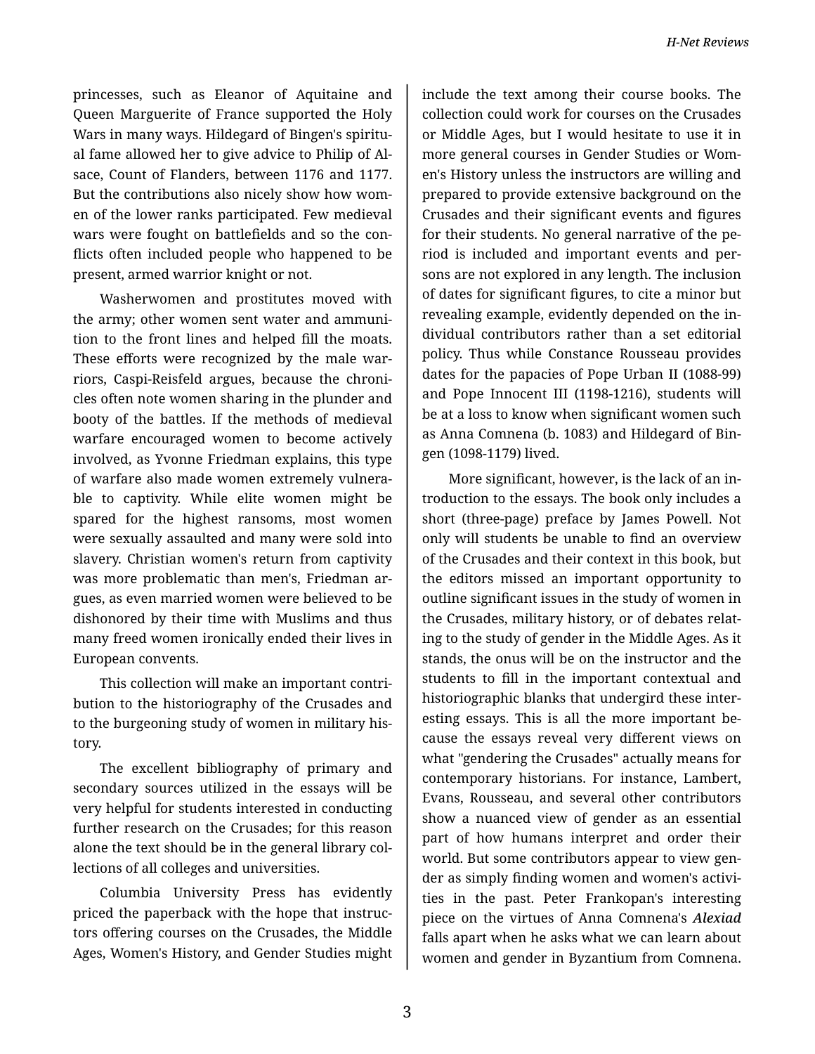princesses, such as Eleanor of Aquitaine and Queen Marguerite of France supported the Holy Wars in many ways. Hildegard of Bingen's spiritual fame allowed her to give advice to Philip of Alsace, Count of Flanders, between 1176 and 1177. But the contributions also nicely show how women of the lower ranks participated. Few medieval wars were fought on battlefields and so the conflicts often included people who happened to be present, armed warrior knight or not.

Washerwomen and prostitutes moved with the army; other women sent water and ammunition to the front lines and helped fill the moats. These efforts were recognized by the male warriors, Caspi-Reisfeld argues, because the chronicles often note women sharing in the plunder and booty of the battles. If the methods of medieval warfare encouraged women to become actively involved, as Yvonne Friedman explains, this type of warfare also made women extremely vulnerable to captivity. While elite women might be spared for the highest ransoms, most women were sexually assaulted and many were sold into slavery. Christian women's return from captivity was more problematic than men's, Friedman argues, as even married women were believed to be dishonored by their time with Muslims and thus many freed women ironically ended their lives in European convents.

This collection will make an important contribution to the historiography of the Crusades and to the burgeoning study of women in military history.

The excellent bibliography of primary and secondary sources utilized in the essays will be very helpful for students interested in conducting further research on the Crusades; for this reason alone the text should be in the general library collections of all colleges and universities.

Columbia University Press has evidently priced the paperback with the hope that instructors offering courses on the Crusades, the Middle Ages, Women's History, and Gender Studies might include the text among their course books. The collection could work for courses on the Crusades or Middle Ages, but I would hesitate to use it in more general courses in Gender Studies or Women's History unless the instructors are willing and prepared to provide extensive background on the Crusades and their significant events and figures for their students. No general narrative of the period is included and important events and persons are not explored in any length. The inclusion of dates for significant figures, to cite a minor but revealing example, evidently depended on the individual contributors rather than a set editorial policy. Thus while Constance Rousseau provides dates for the papacies of Pope Urban II (1088-99) and Pope Innocent III (1198-1216), students will be at a loss to know when significant women such as Anna Comnena (b. 1083) and Hildegard of Bingen (1098-1179) lived.

More significant, however, is the lack of an introduction to the essays. The book only includes a short (three-page) preface by James Powell. Not only will students be unable to find an overview of the Crusades and their context in this book, but the editors missed an important opportunity to outline significant issues in the study of women in the Crusades, military history, or of debates relating to the study of gender in the Middle Ages. As it stands, the onus will be on the instructor and the students to fill in the important contextual and historiographic blanks that undergird these interesting essays. This is all the more important because the essays reveal very different views on what "gendering the Crusades" actually means for contemporary historians. For instance, Lambert, Evans, Rousseau, and several other contributors show a nuanced view of gender as an essential part of how humans interpret and order their world. But some contributors appear to view gender as simply finding women and women's activities in the past. Peter Frankopan's interesting piece on the virtues of Anna Comnena's *Alexiad* falls apart when he asks what we can learn about women and gender in Byzantium from Comnena.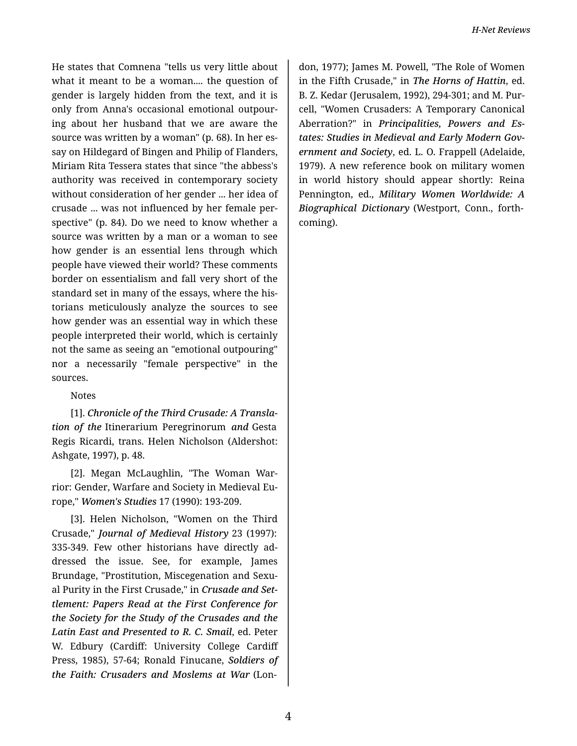He states that Comnena "tells us very little about what it meant to be a woman.... the question of gender is largely hidden from the text, and it is only from Anna's occasional emotional outpouring about her husband that we are aware the source was written by a woman" (p. 68). In her essay on Hildegard of Bingen and Philip of Flanders, Miriam Rita Tessera states that since "the abbess's authority was received in contemporary society without consideration of her gender ... her idea of crusade ... was not influenced by her female perspective" (p. 84). Do we need to know whether a source was written by a man or a woman to see how gender is an essential lens through which people have viewed their world? These comments border on essentialism and fall very short of the standard set in many of the essays, where the historians meticulously analyze the sources to see how gender was an essential way in which these people interpreted their world, which is certainly not the same as seeing an "emotional outpouring" nor a necessarily "female perspective" in the sources.

Notes

[1]. ***Chronicle of the Third Crusade: A Translation of the*** Itinerarium Peregrinorum ***and*** Gesta Regis Ricardi, trans. Helen Nicholson (Aldershot: Ashgate, 1997), p. 48.

[2]. Megan McLaughlin, "The Woman Warrior: Gender, Warfare and Society in Medieval Europe," ***Women's Studies*** 17 (1990): 193-209.

[3]. Helen Nicholson, "Women on the Third Crusade," ***Journal of Medieval History*** 23 (1997): 335-349. Few other historians have directly addressed the issue. See, for example, James Brundage, "Prostitution, Miscegenation and Sexual Purity in the First Crusade," in ***Crusade and Settlement: Papers Read at the First Conference for the Society for the Study of the Crusades and the Latin East and Presented to R. C. Smail***, ed. Peter W. Edbury (Cardiff: University College Cardiff Press, 1985), 57-64; Ronald Finucane, ***Soldiers of the Faith: Crusaders and Moslems at War*** (London, 1977); James M. Powell, "The Role of Women in the Fifth Crusade," in ***The Horns of Hattin***, ed. B. Z. Kedar (Jerusalem, 1992), 294-301; and M. Purcell, "Women Crusaders: A Temporary Canonical Aberration?" in ***Principalities, Powers and Estates: Studies in Medieval and Early Modern Government and Society***, ed. L. O. Frappell (Adelaide, 1979). A new reference book on military women in world history should appear shortly: Reina Pennington, ed., ***Military Women Worldwide: A Biographical Dictionary*** (Westport, Conn., forthcoming).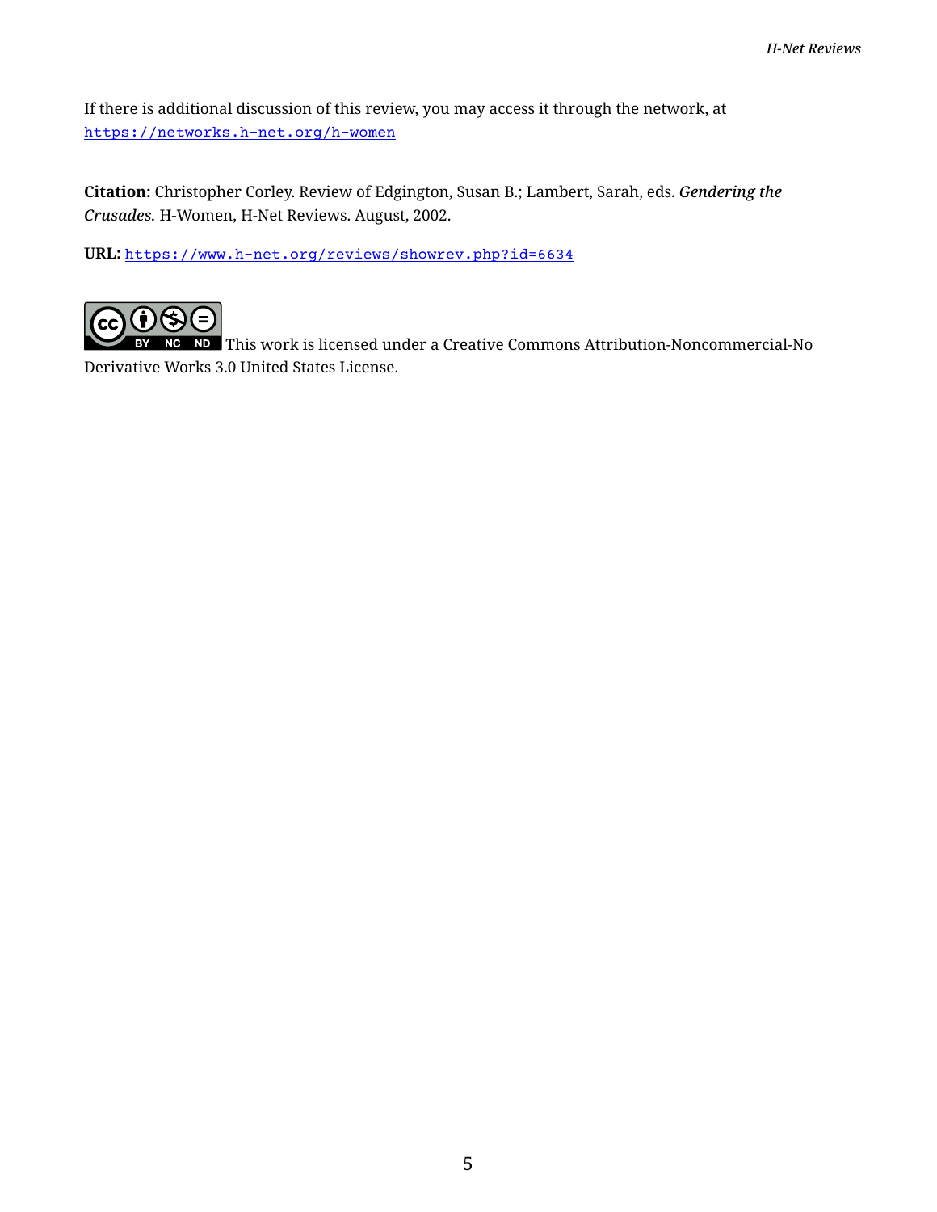If there is additional discussion of this review, you may access it through the network, at https://networks.h-net.org/h-women

**Citation:** Christopher Corley. Review of Edgington, Susan B.; Lambert, Sarah, eds. ***Gendering the Crusades.*** H-Women, H-Net Reviews. August, 2002.

**URL:** https://www.h-net.org/reviews/showrev.php?id=6634

This work is licensed under a Creative Commons Attribution-Noncommercial-No Derivative Works 3.0 United States License.